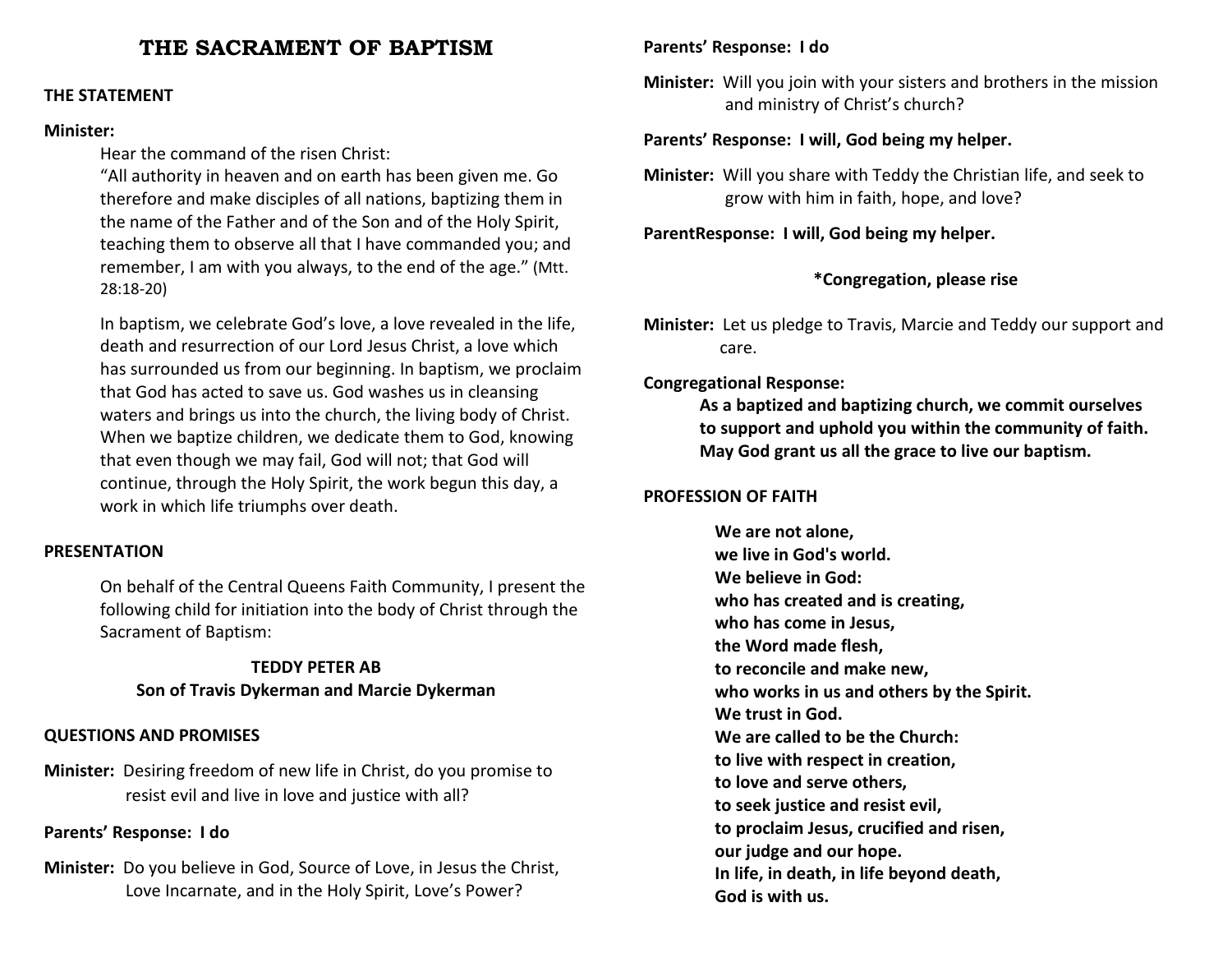# THE SACRAMENT OF BAPTISM

**THE STATEMENT**

**Minister:**

Hear the command of the risen Christ:
"All authority in heaven and on earth has been given me. Go therefore and make disciples of all nations, baptizing them in the name of the Father and of the Son and of the Holy Spirit, teaching them to observe all that I have commanded you; and remember, I am with you always, to the end of the age." (Mtt. 28:18-20)

In baptism, we celebrate God's love, a love revealed in the life, death and resurrection of our Lord Jesus Christ, a love which has surrounded us from our beginning. In baptism, we proclaim that God has acted to save us. God washes us in cleansing waters and brings us into the church, the living body of Christ. When we baptize children, we dedicate them to God, knowing that even though we may fail, God will not; that God will continue, through the Holy Spirit, the work begun this day, a work in which life triumphs over death.

**PRESENTATION**

On behalf of the Central Queens Faith Community, I present the following child for initiation into the body of Christ through the Sacrament of Baptism:

**TEDDY PETER AB**
**Son of Travis Dykerman and Marcie Dykerman**

**QUESTIONS AND PROMISES**

**Minister:** Desiring freedom of new life in Christ, do you promise to resist evil and live in love and justice with all?

**Parents' Response: I do**

**Minister:** Do you believe in God, Source of Love, in Jesus the Christ, Love Incarnate, and in the Holy Spirit, Love's Power?

**Parents' Response: I do**

**Minister:** Will you join with your sisters and brothers in the mission and ministry of Christ's church?

**Parents' Response: I will, God being my helper.**

**Minister:** Will you share with Teddy the Christian life, and seek to grow with him in faith, hope, and love?

**ParentResponse: I will, God being my helper.**

**\*Congregation, please rise**

**Minister:** Let us pledge to Travis, Marcie and Teddy our support and care.

**Congregational Response:**

**As a baptized and baptizing church, we commit ourselves to support and uphold you within the community of faith. May God grant us all the grace to live our baptism.**

**PROFESSION OF FAITH**

**We are not alone,**
**we live in God's world.**
**We believe in God:**
**who has created and is creating,**
**who has come in Jesus,**
**the Word made flesh,**
**to reconcile and make new,**
**who works in us and others by the Spirit.**
**We trust in God.**
**We are called to be the Church:**
**to live with respect in creation,**
**to love and serve others,**
**to seek justice and resist evil,**
**to proclaim Jesus, crucified and risen,**
**our judge and our hope.**
**In life, in death, in life beyond death,**
**God is with us.**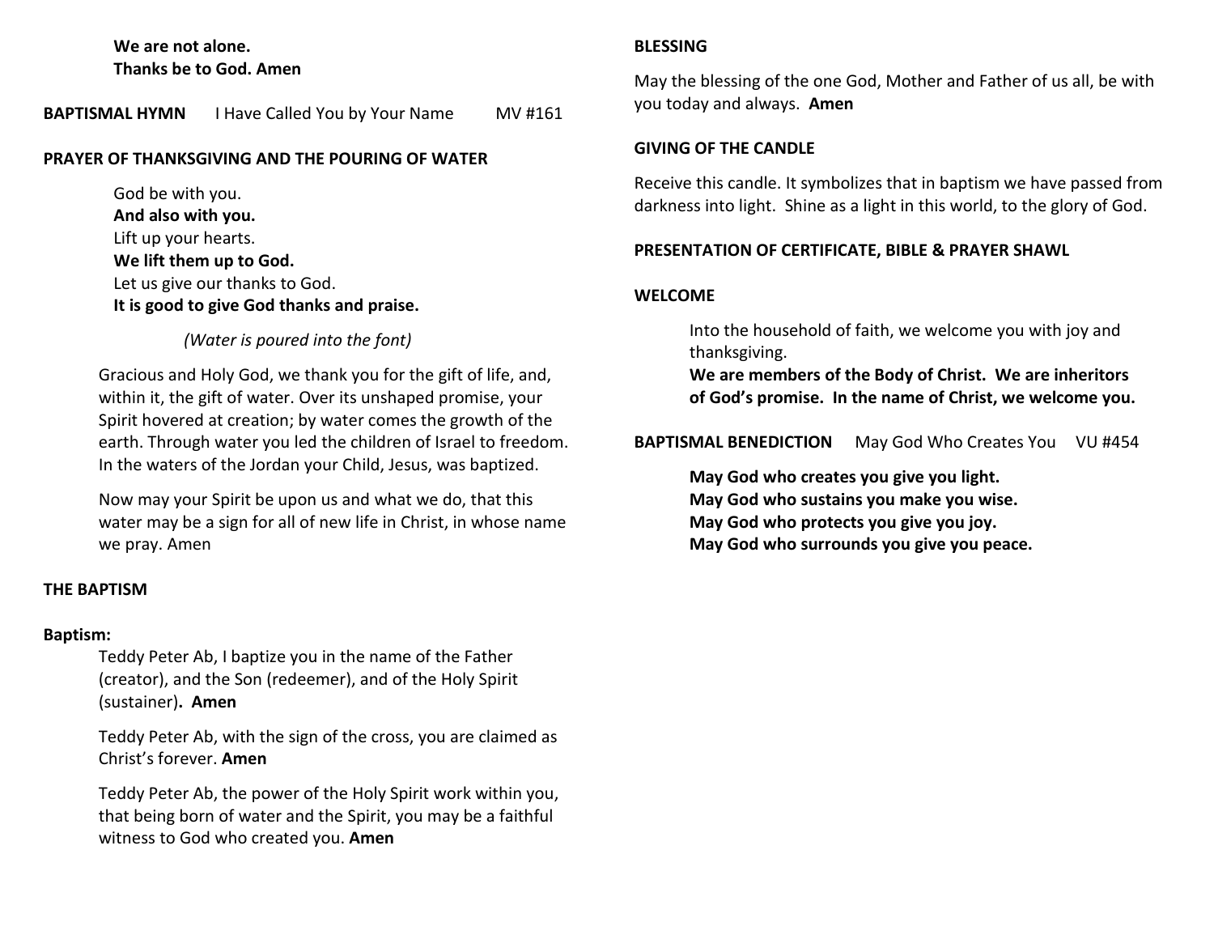**We are not alone.**
**Thanks be to God. Amen**

**BAPTISMAL HYMN** I Have Called You by Your Name MV #161

**PRAYER OF THANKSGIVING AND THE POURING OF WATER**

God be with you.
**And also with you.**
Lift up your hearts.
**We lift them up to God.**
Let us give our thanks to God.
**It is good to give God thanks and praise.**

*(Water is poured into the font)*

Gracious and Holy God, we thank you for the gift of life, and, within it, the gift of water. Over its unshaped promise, your Spirit hovered at creation; by water comes the growth of the earth. Through water you led the children of Israel to freedom. In the waters of the Jordan your Child, Jesus, was baptized.

Now may your Spirit be upon us and what we do, that this water may be a sign for all of new life in Christ, in whose name we pray. Amen

**THE BAPTISM**

**Baptism:**

Teddy Peter Ab, I baptize you in the name of the Father (creator), and the Son (redeemer), and of the Holy Spirit (sustainer)**. Amen**

Teddy Peter Ab, with the sign of the cross, you are claimed as Christ's forever. **Amen**

Teddy Peter Ab, the power of the Holy Spirit work within you, that being born of water and the Spirit, you may be a faithful witness to God who created you. **Amen**

**BLESSING**

May the blessing of the one God, Mother and Father of us all, be with you today and always. **Amen**

**GIVING OF THE CANDLE**

Receive this candle. It symbolizes that in baptism we have passed from darkness into light. Shine as a light in this world, to the glory of God.

**PRESENTATION OF CERTIFICATE, BIBLE & PRAYER SHAWL**

**WELCOME**

Into the household of faith, we welcome you with joy and thanksgiving.
**We are members of the Body of Christ. We are inheritors of God's promise. In the name of Christ, we welcome you.**

**BAPTISMAL BENEDICTION** May God Who Creates You VU #454

**May God who creates you give you light.**
**May God who sustains you make you wise.**
**May God who protects you give you joy.**
**May God who surrounds you give you peace.**